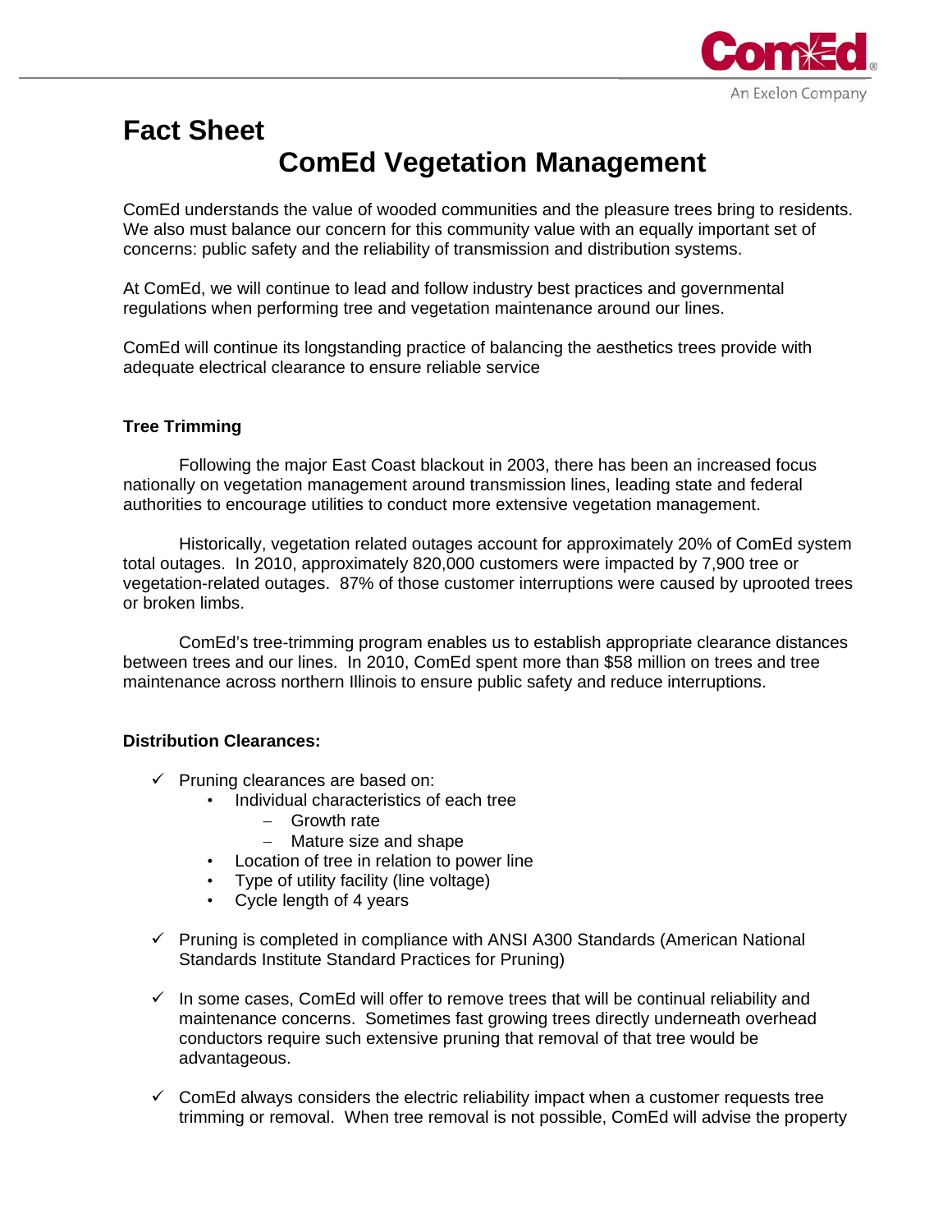# Fact Sheet

## ComEd Vegetation Management

ComEd understands the value of wooded communities and the pleasure trees bring to residents. We also must balance our concern for this community value with an equally important set of concerns: public safety and the reliability of transmission and distribution systems.

At ComEd, we will continue to lead and follow industry best practices and governmental regulations when performing tree and vegetation maintenance around our lines.

ComEd will continue its longstanding practice of balancing the aesthetics trees provide with adequate electrical clearance to ensure reliable service

### Tree Trimming

Following the major East Coast blackout in 2003, there has been an increased focus nationally on vegetation management around transmission lines, leading state and federal authorities to encourage utilities to conduct more extensive vegetation management.

Historically, vegetation related outages account for approximately 20% of ComEd system total outages. In 2010, approximately 820,000 customers were impacted by 7,900 tree or vegetation-related outages. 87% of those customer interruptions were caused by uprooted trees or broken limbs.

ComEd's tree-trimming program enables us to establish appropriate clearance distances between trees and our lines. In 2010, ComEd spent more than $58 million on trees and tree maintenance across northern Illinois to ensure public safety and reduce interruptions.

### Distribution Clearances:

- ✓ Pruning clearances are based on:
  - Individual characteristics of each tree
    - Growth rate
    - Mature size and shape
  - Location of tree in relation to power line
  - Type of utility facility (line voltage)
  - Cycle length of 4 years

- ✓ Pruning is completed in compliance with ANSI A300 Standards (American National Standards Institute Standard Practices for Pruning)

- ✓ In some cases, ComEd will offer to remove trees that will be continual reliability and maintenance concerns. Sometimes fast growing trees directly underneath overhead conductors require such extensive pruning that removal of that tree would be advantageous.

- ✓ ComEd always considers the electric reliability impact when a customer requests tree trimming or removal. When tree removal is not possible, ComEd will advise the property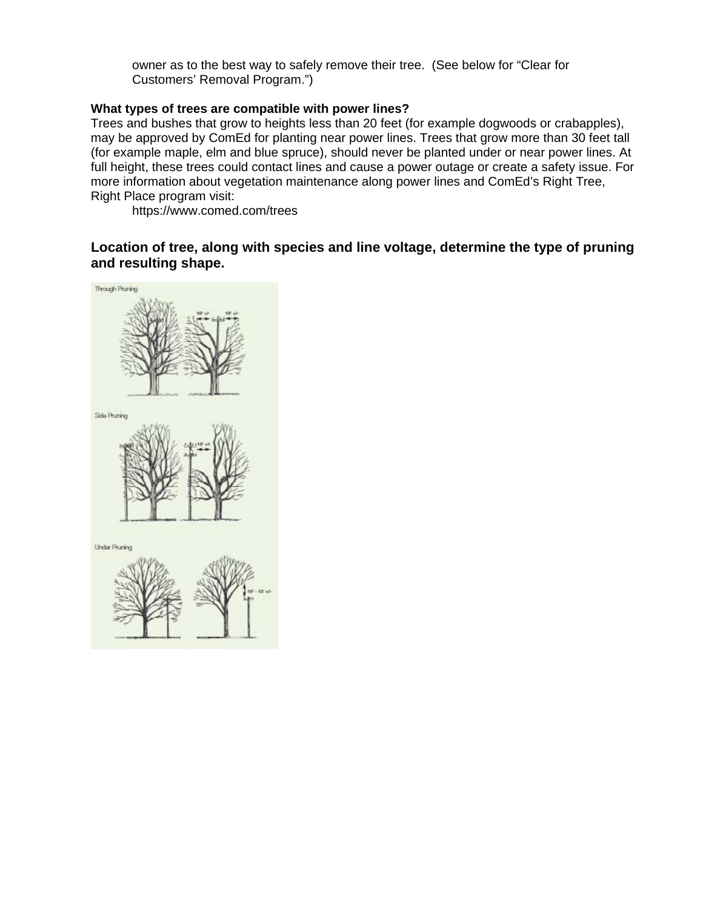owner as to the best way to safely remove their tree. (See below for "Clear for Customers' Removal Program.")

**What types of trees are compatible with power lines?**

Trees and bushes that grow to heights less than 20 feet (for example dogwoods or crabapples), may be approved by ComEd for planting near power lines. Trees that grow more than 30 feet tall (for example maple, elm and blue spruce), should never be planted under or near power lines. At full height, these trees could contact lines and cause a power outage or create a safety issue. For more information about vegetation maintenance along power lines and ComEd's Right Tree, Right Place program visit:

https://www.comed.com/trees

### Location of tree, along with species and line voltage, determine the type of pruning and resulting shape.

Through Pruning

10' +/- 10' +/-

Side Pruning

10' +/-

Under Pruning

10' - 15' +/-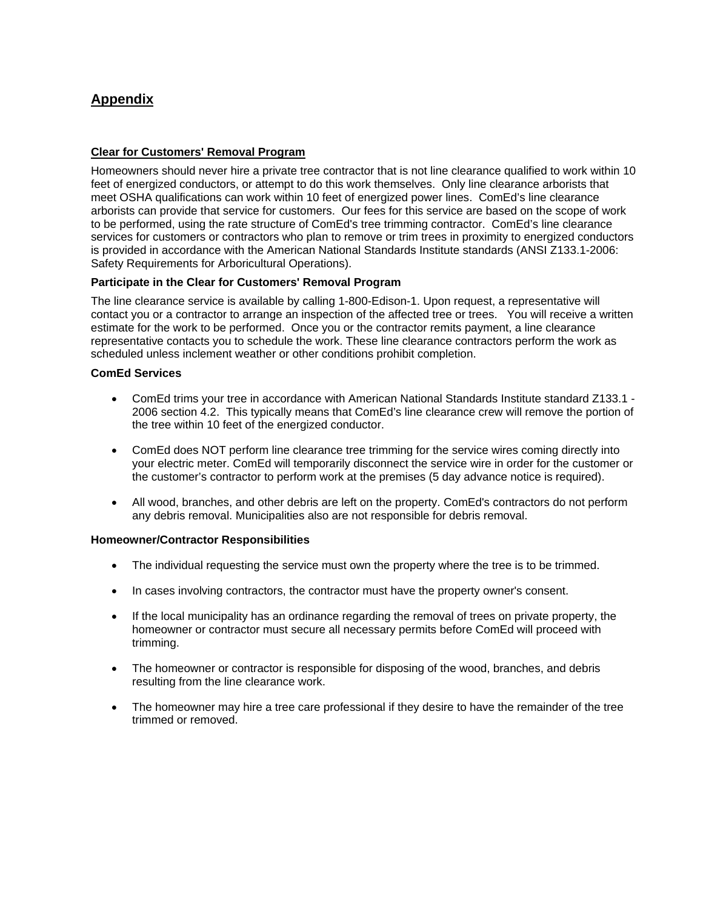# Appendix

## Clear for Customers' Removal Program

Homeowners should never hire a private tree contractor that is not line clearance qualified to work within 10 feet of energized conductors, or attempt to do this work themselves. Only line clearance arborists that meet OSHA qualifications can work within 10 feet of energized power lines. ComEd's line clearance arborists can provide that service for customers. Our fees for this service are based on the scope of work to be performed, using the rate structure of ComEd's tree trimming contractor. ComEd's line clearance services for customers or contractors who plan to remove or trim trees in proximity to energized conductors is provided in accordance with the American National Standards Institute standards (ANSI Z133.1-2006: Safety Requirements for Arboricultural Operations).

### Participate in the Clear for Customers' Removal Program

The line clearance service is available by calling 1-800-Edison-1. Upon request, a representative will contact you or a contractor to arrange an inspection of the affected tree or trees. You will receive a written estimate for the work to be performed. Once you or the contractor remits payment, a line clearance representative contacts you to schedule the work. These line clearance contractors perform the work as scheduled unless inclement weather or other conditions prohibit completion.

### ComEd Services

- ComEd trims your tree in accordance with American National Standards Institute standard Z133.1 - 2006 section 4.2. This typically means that ComEd's line clearance crew will remove the portion of the tree within 10 feet of the energized conductor.
- ComEd does NOT perform line clearance tree trimming for the service wires coming directly into your electric meter. ComEd will temporarily disconnect the service wire in order for the customer or the customer's contractor to perform work at the premises (5 day advance notice is required).
- All wood, branches, and other debris are left on the property. ComEd's contractors do not perform any debris removal. Municipalities also are not responsible for debris removal.

### Homeowner/Contractor Responsibilities

- The individual requesting the service must own the property where the tree is to be trimmed.
- In cases involving contractors, the contractor must have the property owner's consent.
- If the local municipality has an ordinance regarding the removal of trees on private property, the homeowner or contractor must secure all necessary permits before ComEd will proceed with trimming.
- The homeowner or contractor is responsible for disposing of the wood, branches, and debris resulting from the line clearance work.
- The homeowner may hire a tree care professional if they desire to have the remainder of the tree trimmed or removed.